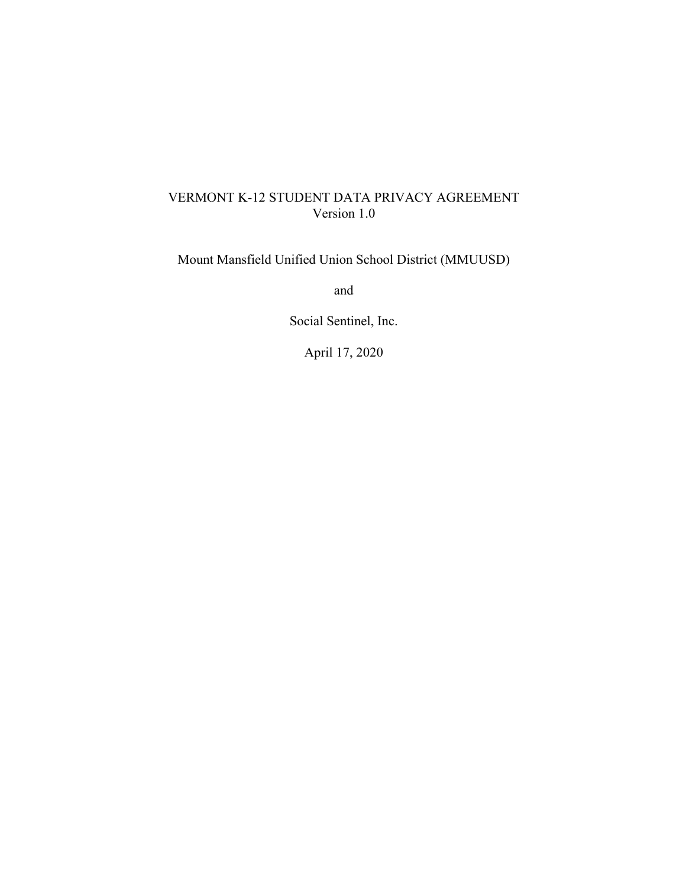# VERMONT K-12 STUDENT DATA PRIVACY AGREEMENT
Version 1.0

Mount Mansfield Unified Union School District (MMUUSD)

and

Social Sentinel, Inc.

April 17, 2020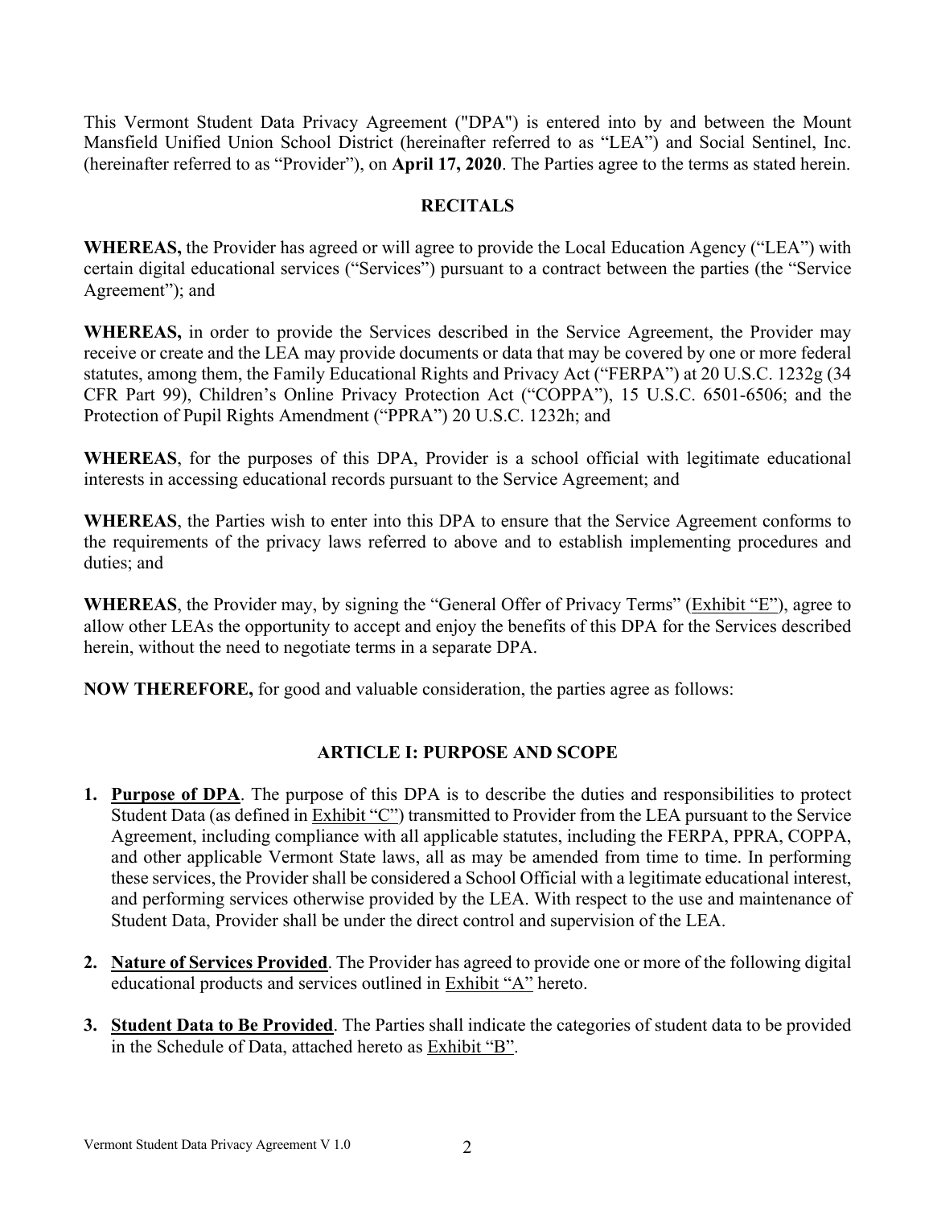This Vermont Student Data Privacy Agreement ("DPA") is entered into by and between the Mount Mansfield Unified Union School District (hereinafter referred to as "LEA") and Social Sentinel, Inc. (hereinafter referred to as "Provider"), on **April 17, 2020**. The Parties agree to the terms as stated herein.

## RECITALS

**WHEREAS,** the Provider has agreed or will agree to provide the Local Education Agency ("LEA") with certain digital educational services ("Services") pursuant to a contract between the parties (the "Service Agreement"); and

**WHEREAS,** in order to provide the Services described in the Service Agreement, the Provider may receive or create and the LEA may provide documents or data that may be covered by one or more federal statutes, among them, the Family Educational Rights and Privacy Act ("FERPA") at 20 U.S.C. 1232g (34 CFR Part 99), Children's Online Privacy Protection Act ("COPPA"), 15 U.S.C. 6501-6506; and the Protection of Pupil Rights Amendment ("PPRA") 20 U.S.C. 1232h; and

**WHEREAS**, for the purposes of this DPA, Provider is a school official with legitimate educational interests in accessing educational records pursuant to the Service Agreement; and

**WHEREAS**, the Parties wish to enter into this DPA to ensure that the Service Agreement conforms to the requirements of the privacy laws referred to above and to establish implementing procedures and duties; and

**WHEREAS**, the Provider may, by signing the "General Offer of Privacy Terms" (Exhibit "E"), agree to allow other LEAs the opportunity to accept and enjoy the benefits of this DPA for the Services described herein, without the need to negotiate terms in a separate DPA.

**NOW THEREFORE,** for good and valuable consideration, the parties agree as follows:

## ARTICLE I: PURPOSE AND SCOPE

1. **Purpose of DPA**. The purpose of this DPA is to describe the duties and responsibilities to protect Student Data (as defined in Exhibit "C") transmitted to Provider from the LEA pursuant to the Service Agreement, including compliance with all applicable statutes, including the FERPA, PPRA, COPPA, and other applicable Vermont State laws, all as may be amended from time to time. In performing these services, the Provider shall be considered a School Official with a legitimate educational interest, and performing services otherwise provided by the LEA. With respect to the use and maintenance of Student Data, Provider shall be under the direct control and supervision of the LEA.

2. **Nature of Services Provided**. The Provider has agreed to provide one or more of the following digital educational products and services outlined in Exhibit "A" hereto.

3. **Student Data to Be Provided**. The Parties shall indicate the categories of student data to be provided in the Schedule of Data, attached hereto as Exhibit "B".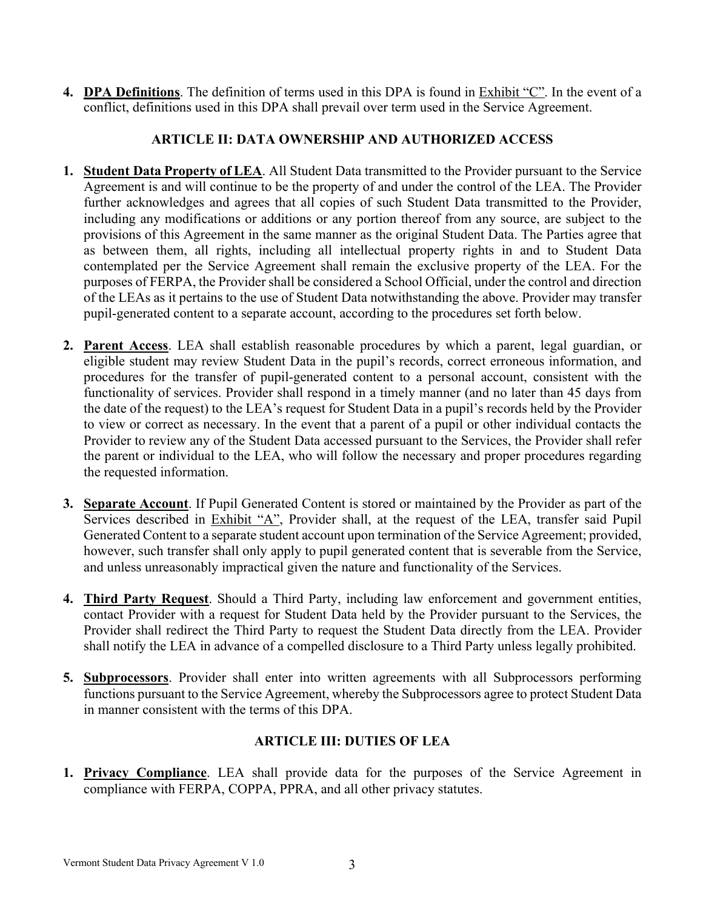4. **<u>DPA Definitions</u>**. The definition of terms used in this DPA is found in <u>Exhibit "C"</u>. In the event of a conflict, definitions used in this DPA shall prevail over term used in the Service Agreement.

## ARTICLE II: DATA OWNERSHIP AND AUTHORIZED ACCESS

1. **<u>Student Data Property of LEA</u>**. All Student Data transmitted to the Provider pursuant to the Service Agreement is and will continue to be the property of and under the control of the LEA. The Provider further acknowledges and agrees that all copies of such Student Data transmitted to the Provider, including any modifications or additions or any portion thereof from any source, are subject to the provisions of this Agreement in the same manner as the original Student Data. The Parties agree that as between them, all rights, including all intellectual property rights in and to Student Data contemplated per the Service Agreement shall remain the exclusive property of the LEA. For the purposes of FERPA, the Provider shall be considered a School Official, under the control and direction of the LEAs as it pertains to the use of Student Data notwithstanding the above. Provider may transfer pupil-generated content to a separate account, according to the procedures set forth below.

2. **<u>Parent Access</u>**. LEA shall establish reasonable procedures by which a parent, legal guardian, or eligible student may review Student Data in the pupil's records, correct erroneous information, and procedures for the transfer of pupil-generated content to a personal account, consistent with the functionality of services. Provider shall respond in a timely manner (and no later than 45 days from the date of the request) to the LEA's request for Student Data in a pupil's records held by the Provider to view or correct as necessary. In the event that a parent of a pupil or other individual contacts the Provider to review any of the Student Data accessed pursuant to the Services, the Provider shall refer the parent or individual to the LEA, who will follow the necessary and proper procedures regarding the requested information.

3. **<u>Separate Account</u>**. If Pupil Generated Content is stored or maintained by the Provider as part of the Services described in <u>Exhibit "A"</u>, Provider shall, at the request of the LEA, transfer said Pupil Generated Content to a separate student account upon termination of the Service Agreement; provided, however, such transfer shall only apply to pupil generated content that is severable from the Service, and unless unreasonably impractical given the nature and functionality of the Services.

4. **<u>Third Party Request</u>**. Should a Third Party, including law enforcement and government entities, contact Provider with a request for Student Data held by the Provider pursuant to the Services, the Provider shall redirect the Third Party to request the Student Data directly from the LEA. Provider shall notify the LEA in advance of a compelled disclosure to a Third Party unless legally prohibited.

5. **<u>Subprocessors</u>**. Provider shall enter into written agreements with all Subprocessors performing functions pursuant to the Service Agreement, whereby the Subprocessors agree to protect Student Data in manner consistent with the terms of this DPA.

## ARTICLE III: DUTIES OF LEA

1. **<u>Privacy Compliance</u>**. LEA shall provide data for the purposes of the Service Agreement in compliance with FERPA, COPPA, PPRA, and all other privacy statutes.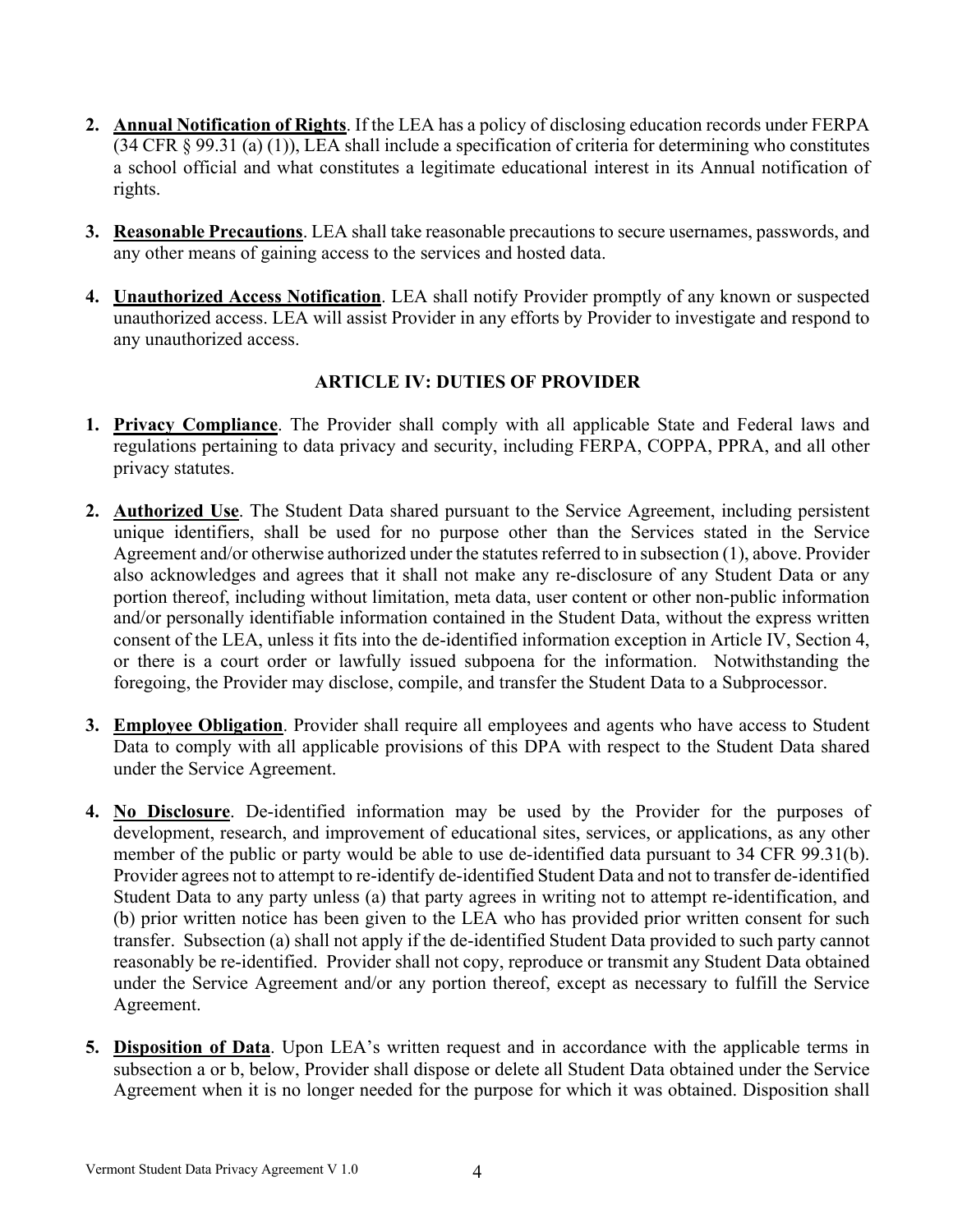2. **Annual Notification of Rights**. If the LEA has a policy of disclosing education records under FERPA (34 CFR § 99.31 (a) (1)), LEA shall include a specification of criteria for determining who constitutes a school official and what constitutes a legitimate educational interest in its Annual notification of rights.

3. **Reasonable Precautions**. LEA shall take reasonable precautions to secure usernames, passwords, and any other means of gaining access to the services and hosted data.

4. **Unauthorized Access Notification**. LEA shall notify Provider promptly of any known or suspected unauthorized access. LEA will assist Provider in any efforts by Provider to investigate and respond to any unauthorized access.

## ARTICLE IV: DUTIES OF PROVIDER

1. **Privacy Compliance**. The Provider shall comply with all applicable State and Federal laws and regulations pertaining to data privacy and security, including FERPA, COPPA, PPRA, and all other privacy statutes.

2. **Authorized Use**. The Student Data shared pursuant to the Service Agreement, including persistent unique identifiers, shall be used for no purpose other than the Services stated in the Service Agreement and/or otherwise authorized under the statutes referred to in subsection (1), above. Provider also acknowledges and agrees that it shall not make any re-disclosure of any Student Data or any portion thereof, including without limitation, meta data, user content or other non-public information and/or personally identifiable information contained in the Student Data, without the express written consent of the LEA, unless it fits into the de-identified information exception in Article IV, Section 4, or there is a court order or lawfully issued subpoena for the information. Notwithstanding the foregoing, the Provider may disclose, compile, and transfer the Student Data to a Subprocessor.

3. **Employee Obligation**. Provider shall require all employees and agents who have access to Student Data to comply with all applicable provisions of this DPA with respect to the Student Data shared under the Service Agreement.

4. **No Disclosure**. De-identified information may be used by the Provider for the purposes of development, research, and improvement of educational sites, services, or applications, as any other member of the public or party would be able to use de-identified data pursuant to 34 CFR 99.31(b). Provider agrees not to attempt to re-identify de-identified Student Data and not to transfer de-identified Student Data to any party unless (a) that party agrees in writing not to attempt re-identification, and (b) prior written notice has been given to the LEA who has provided prior written consent for such transfer. Subsection (a) shall not apply if the de-identified Student Data provided to such party cannot reasonably be re-identified. Provider shall not copy, reproduce or transmit any Student Data obtained under the Service Agreement and/or any portion thereof, except as necessary to fulfill the Service Agreement.

5. **Disposition of Data**. Upon LEA's written request and in accordance with the applicable terms in subsection a or b, below, Provider shall dispose or delete all Student Data obtained under the Service Agreement when it is no longer needed for the purpose for which it was obtained. Disposition shall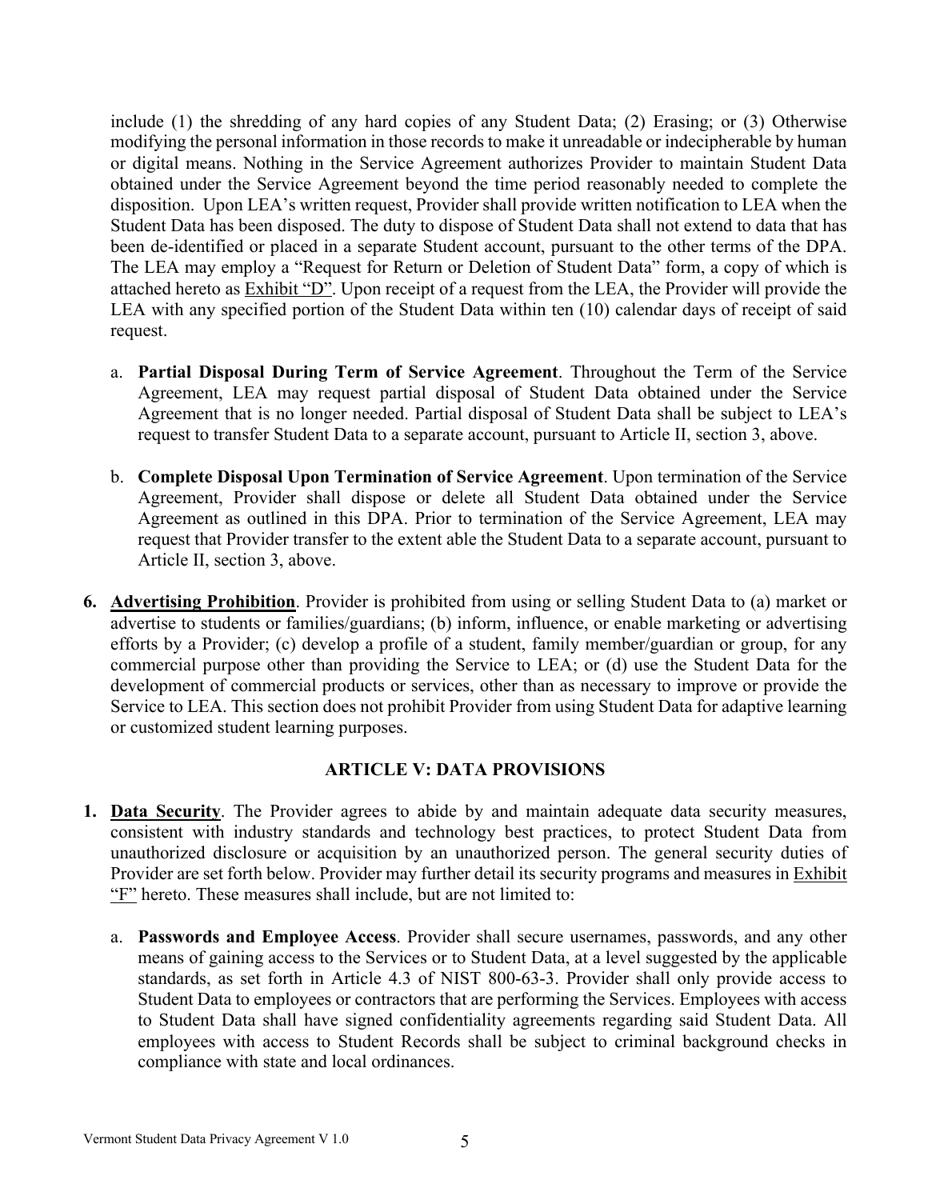include (1) the shredding of any hard copies of any Student Data; (2) Erasing; or (3) Otherwise modifying the personal information in those records to make it unreadable or indecipherable by human or digital means. Nothing in the Service Agreement authorizes Provider to maintain Student Data obtained under the Service Agreement beyond the time period reasonably needed to complete the disposition. Upon LEA's written request, Provider shall provide written notification to LEA when the Student Data has been disposed. The duty to dispose of Student Data shall not extend to data that has been de-identified or placed in a separate Student account, pursuant to the other terms of the DPA. The LEA may employ a "Request for Return or Deletion of Student Data" form, a copy of which is attached hereto as <u>Exhibit "D"</u>. Upon receipt of a request from the LEA, the Provider will provide the LEA with any specified portion of the Student Data within ten (10) calendar days of receipt of said request.

a. **Partial Disposal During Term of Service Agreement**. Throughout the Term of the Service Agreement, LEA may request partial disposal of Student Data obtained under the Service Agreement that is no longer needed. Partial disposal of Student Data shall be subject to LEA's request to transfer Student Data to a separate account, pursuant to Article II, section 3, above.

b. **Complete Disposal Upon Termination of Service Agreement**. Upon termination of the Service Agreement, Provider shall dispose or delete all Student Data obtained under the Service Agreement as outlined in this DPA. Prior to termination of the Service Agreement, LEA may request that Provider transfer to the extent able the Student Data to a separate account, pursuant to Article II, section 3, above.

**6. <u>Advertising Prohibition</u>**. Provider is prohibited from using or selling Student Data to (a) market or advertise to students or families/guardians; (b) inform, influence, or enable marketing or advertising efforts by a Provider; (c) develop a profile of a student, family member/guardian or group, for any commercial purpose other than providing the Service to LEA; or (d) use the Student Data for the development of commercial products or services, other than as necessary to improve or provide the Service to LEA. This section does not prohibit Provider from using Student Data for adaptive learning or customized student learning purposes.

## ARTICLE V: DATA PROVISIONS

**1. <u>Data Security</u>**. The Provider agrees to abide by and maintain adequate data security measures, consistent with industry standards and technology best practices, to protect Student Data from unauthorized disclosure or acquisition by an unauthorized person. The general security duties of Provider are set forth below. Provider may further detail its security programs and measures in <u>Exhibit "F"</u> hereto. These measures shall include, but are not limited to:

a. **Passwords and Employee Access**. Provider shall secure usernames, passwords, and any other means of gaining access to the Services or to Student Data, at a level suggested by the applicable standards, as set forth in Article 4.3 of NIST 800-63-3. Provider shall only provide access to Student Data to employees or contractors that are performing the Services. Employees with access to Student Data shall have signed confidentiality agreements regarding said Student Data. All employees with access to Student Records shall be subject to criminal background checks in compliance with state and local ordinances.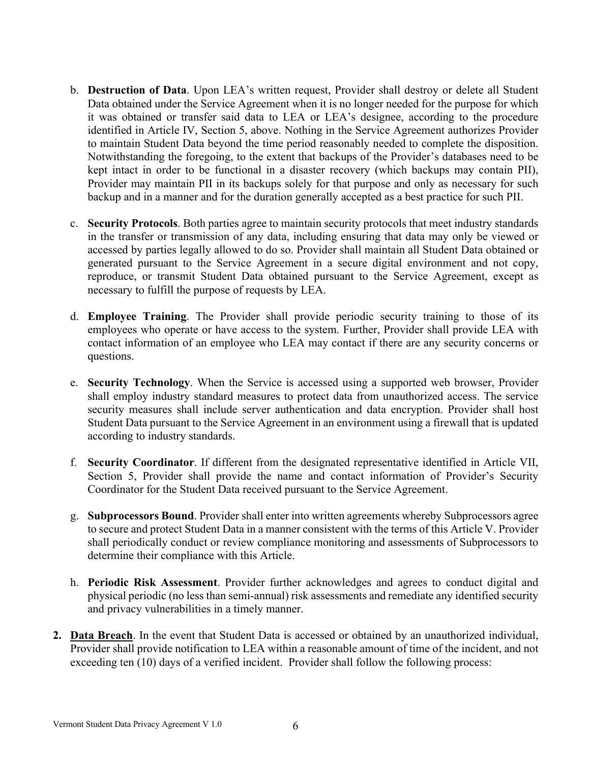b. **Destruction of Data**. Upon LEA's written request, Provider shall destroy or delete all Student Data obtained under the Service Agreement when it is no longer needed for the purpose for which it was obtained or transfer said data to LEA or LEA's designee, according to the procedure identified in Article IV, Section 5, above. Nothing in the Service Agreement authorizes Provider to maintain Student Data beyond the time period reasonably needed to complete the disposition. Notwithstanding the foregoing, to the extent that backups of the Provider's databases need to be kept intact in order to be functional in a disaster recovery (which backups may contain PII), Provider may maintain PII in its backups solely for that purpose and only as necessary for such backup and in a manner and for the duration generally accepted as a best practice for such PII.

c. **Security Protocols**. Both parties agree to maintain security protocols that meet industry standards in the transfer or transmission of any data, including ensuring that data may only be viewed or accessed by parties legally allowed to do so. Provider shall maintain all Student Data obtained or generated pursuant to the Service Agreement in a secure digital environment and not copy, reproduce, or transmit Student Data obtained pursuant to the Service Agreement, except as necessary to fulfill the purpose of requests by LEA.

d. **Employee Training**. The Provider shall provide periodic security training to those of its employees who operate or have access to the system. Further, Provider shall provide LEA with contact information of an employee who LEA may contact if there are any security concerns or questions.

e. **Security Technology**. When the Service is accessed using a supported web browser, Provider shall employ industry standard measures to protect data from unauthorized access. The service security measures shall include server authentication and data encryption. Provider shall host Student Data pursuant to the Service Agreement in an environment using a firewall that is updated according to industry standards.

f. **Security Coordinator**. If different from the designated representative identified in Article VII, Section 5, Provider shall provide the name and contact information of Provider's Security Coordinator for the Student Data received pursuant to the Service Agreement.

g. **Subprocessors Bound**. Provider shall enter into written agreements whereby Subprocessors agree to secure and protect Student Data in a manner consistent with the terms of this Article V. Provider shall periodically conduct or review compliance monitoring and assessments of Subprocessors to determine their compliance with this Article.

h. **Periodic Risk Assessment**. Provider further acknowledges and agrees to conduct digital and physical periodic (no less than semi-annual) risk assessments and remediate any identified security and privacy vulnerabilities in a timely manner.

**2. Data Breach**. In the event that Student Data is accessed or obtained by an unauthorized individual, Provider shall provide notification to LEA within a reasonable amount of time of the incident, and not exceeding ten (10) days of a verified incident. Provider shall follow the following process: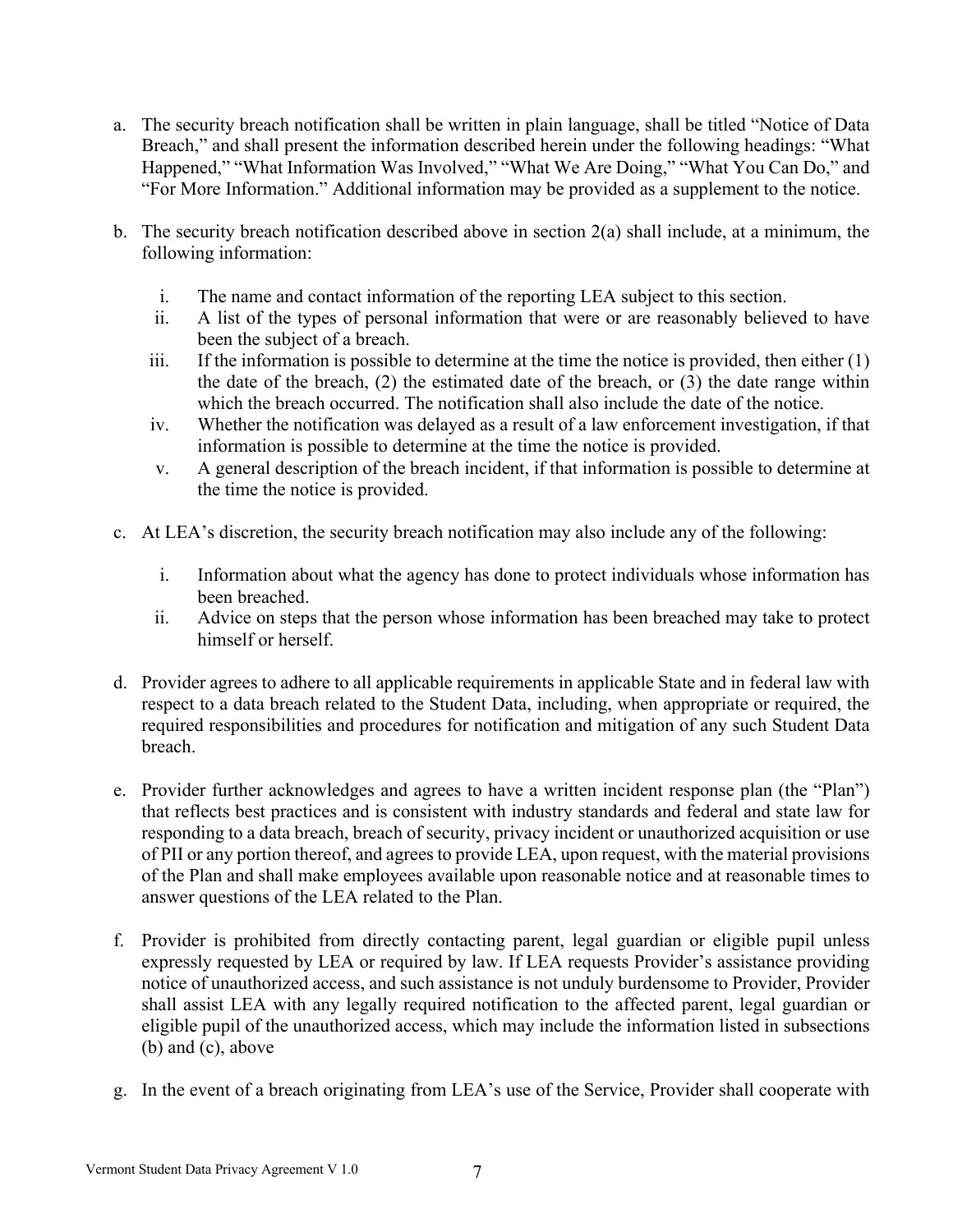a. The security breach notification shall be written in plain language, shall be titled "Notice of Data Breach," and shall present the information described herein under the following headings: "What Happened," "What Information Was Involved," "What We Are Doing," "What You Can Do," and "For More Information." Additional information may be provided as a supplement to the notice.

b. The security breach notification described above in section 2(a) shall include, at a minimum, the following information:

   i. The name and contact information of the reporting LEA subject to this section.
   ii. A list of the types of personal information that were or are reasonably believed to have been the subject of a breach.
   iii. If the information is possible to determine at the time the notice is provided, then either (1) the date of the breach, (2) the estimated date of the breach, or (3) the date range within which the breach occurred. The notification shall also include the date of the notice.
   iv. Whether the notification was delayed as a result of a law enforcement investigation, if that information is possible to determine at the time the notice is provided.
   v. A general description of the breach incident, if that information is possible to determine at the time the notice is provided.

c. At LEA's discretion, the security breach notification may also include any of the following:

   i. Information about what the agency has done to protect individuals whose information has been breached.
   ii. Advice on steps that the person whose information has been breached may take to protect himself or herself.

d. Provider agrees to adhere to all applicable requirements in applicable State and in federal law with respect to a data breach related to the Student Data, including, when appropriate or required, the required responsibilities and procedures for notification and mitigation of any such Student Data breach.

e. Provider further acknowledges and agrees to have a written incident response plan (the "Plan") that reflects best practices and is consistent with industry standards and federal and state law for responding to a data breach, breach of security, privacy incident or unauthorized acquisition or use of PII or any portion thereof, and agrees to provide LEA, upon request, with the material provisions of the Plan and shall make employees available upon reasonable notice and at reasonable times to answer questions of the LEA related to the Plan.

f. Provider is prohibited from directly contacting parent, legal guardian or eligible pupil unless expressly requested by LEA or required by law. If LEA requests Provider's assistance providing notice of unauthorized access, and such assistance is not unduly burdensome to Provider, Provider shall assist LEA with any legally required notification to the affected parent, legal guardian or eligible pupil of the unauthorized access, which may include the information listed in subsections (b) and (c), above

g. In the event of a breach originating from LEA's use of the Service, Provider shall cooperate with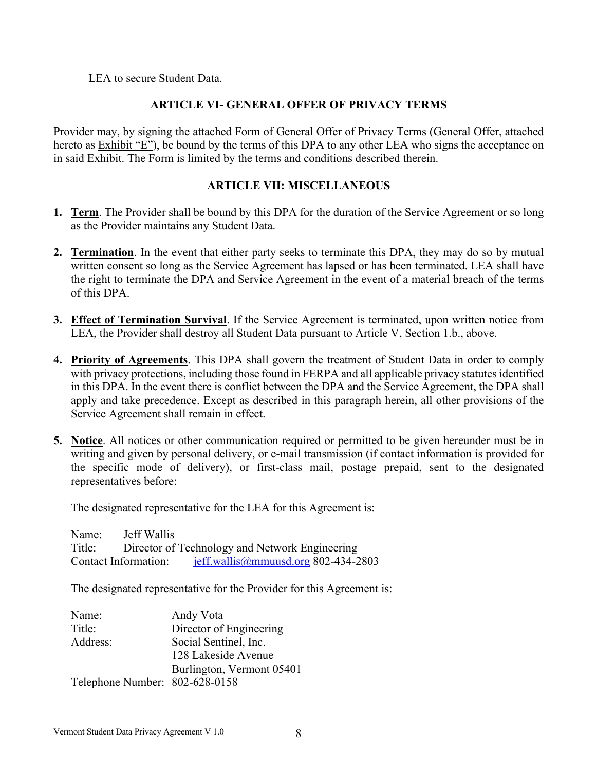LEA to secure Student Data.

## ARTICLE VI- GENERAL OFFER OF PRIVACY TERMS

Provider may, by signing the attached Form of General Offer of Privacy Terms (General Offer, attached hereto as Exhibit "E"), be bound by the terms of this DPA to any other LEA who signs the acceptance on in said Exhibit. The Form is limited by the terms and conditions described therein.

## ARTICLE VII: MISCELLANEOUS

1. **Term**. The Provider shall be bound by this DPA for the duration of the Service Agreement or so long as the Provider maintains any Student Data.

2. **Termination**. In the event that either party seeks to terminate this DPA, they may do so by mutual written consent so long as the Service Agreement has lapsed or has been terminated. LEA shall have the right to terminate the DPA and Service Agreement in the event of a material breach of the terms of this DPA.

3. **Effect of Termination Survival**. If the Service Agreement is terminated, upon written notice from LEA, the Provider shall destroy all Student Data pursuant to Article V, Section 1.b., above.

4. **Priority of Agreements**. This DPA shall govern the treatment of Student Data in order to comply with privacy protections, including those found in FERPA and all applicable privacy statutes identified in this DPA. In the event there is conflict between the DPA and the Service Agreement, the DPA shall apply and take precedence. Except as described in this paragraph herein, all other provisions of the Service Agreement shall remain in effect.

5. **Notice**. All notices or other communication required or permitted to be given hereunder must be in writing and given by personal delivery, or e-mail transmission (if contact information is provided for the specific mode of delivery), or first-class mail, postage prepaid, sent to the designated representatives before:

   The designated representative for the LEA for this Agreement is:

   Name: Jeff Wallis
   Title: Director of Technology and Network Engineering
   Contact Information: jeff.wallis@mmuusd.org 802-434-2803

   The designated representative for the Provider for this Agreement is:

   Name: Andy Vota
   Title: Director of Engineering
   Address: Social Sentinel, Inc.
   128 Lakeside Avenue
   Burlington, Vermont 05401
   Telephone Number: 802-628-0158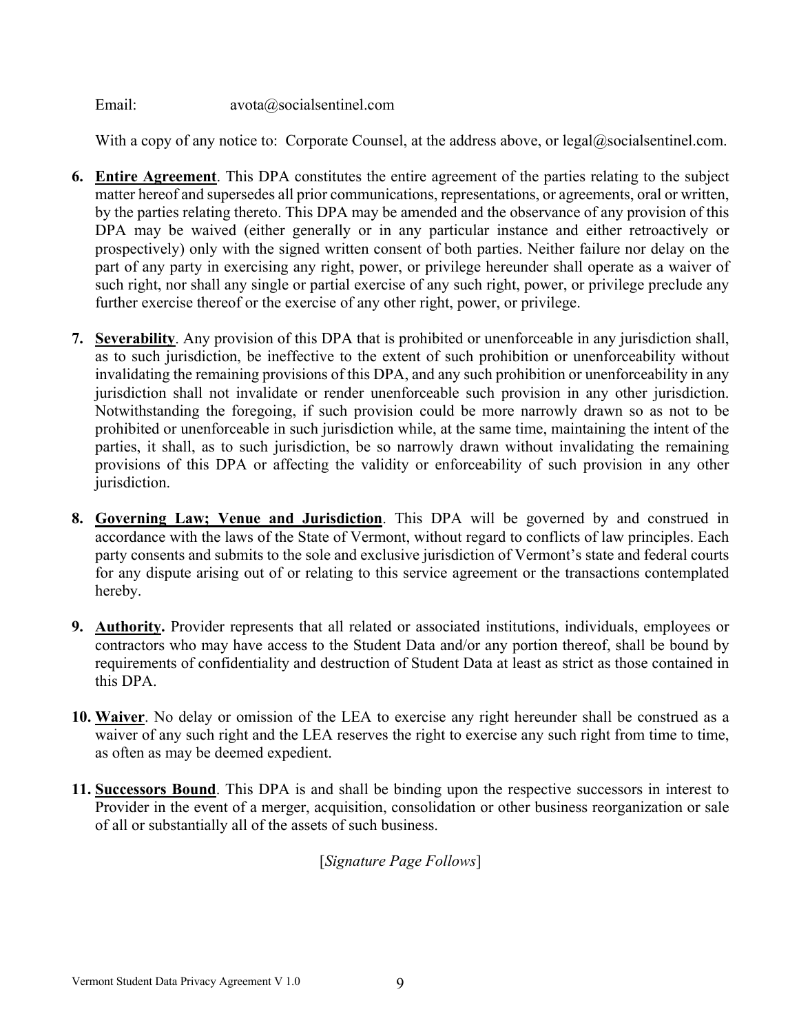Email: avota@socialsentinel.com

With a copy of any notice to: Corporate Counsel, at the address above, or legal@socialsentinel.com.

6. **Entire Agreement**. This DPA constitutes the entire agreement of the parties relating to the subject matter hereof and supersedes all prior communications, representations, or agreements, oral or written, by the parties relating thereto. This DPA may be amended and the observance of any provision of this DPA may be waived (either generally or in any particular instance and either retroactively or prospectively) only with the signed written consent of both parties. Neither failure nor delay on the part of any party in exercising any right, power, or privilege hereunder shall operate as a waiver of such right, nor shall any single or partial exercise of any such right, power, or privilege preclude any further exercise thereof or the exercise of any other right, power, or privilege.

7. **Severability**. Any provision of this DPA that is prohibited or unenforceable in any jurisdiction shall, as to such jurisdiction, be ineffective to the extent of such prohibition or unenforceability without invalidating the remaining provisions of this DPA, and any such prohibition or unenforceability in any jurisdiction shall not invalidate or render unenforceable such provision in any other jurisdiction. Notwithstanding the foregoing, if such provision could be more narrowly drawn so as not to be prohibited or unenforceable in such jurisdiction while, at the same time, maintaining the intent of the parties, it shall, as to such jurisdiction, be so narrowly drawn without invalidating the remaining provisions of this DPA or affecting the validity or enforceability of such provision in any other jurisdiction.

8. **Governing Law; Venue and Jurisdiction**. This DPA will be governed by and construed in accordance with the laws of the State of Vermont, without regard to conflicts of law principles. Each party consents and submits to the sole and exclusive jurisdiction of Vermont's state and federal courts for any dispute arising out of or relating to this service agreement or the transactions contemplated hereby.

9. **Authority.** Provider represents that all related or associated institutions, individuals, employees or contractors who may have access to the Student Data and/or any portion thereof, shall be bound by requirements of confidentiality and destruction of Student Data at least as strict as those contained in this DPA.

10. **Waiver**. No delay or omission of the LEA to exercise any right hereunder shall be construed as a waiver of any such right and the LEA reserves the right to exercise any such right from time to time, as often as may be deemed expedient.

11. **Successors Bound**. This DPA is and shall be binding upon the respective successors in interest to Provider in the event of a merger, acquisition, consolidation or other business reorganization or sale of all or substantially all of the assets of such business.

[*Signature Page Follows*]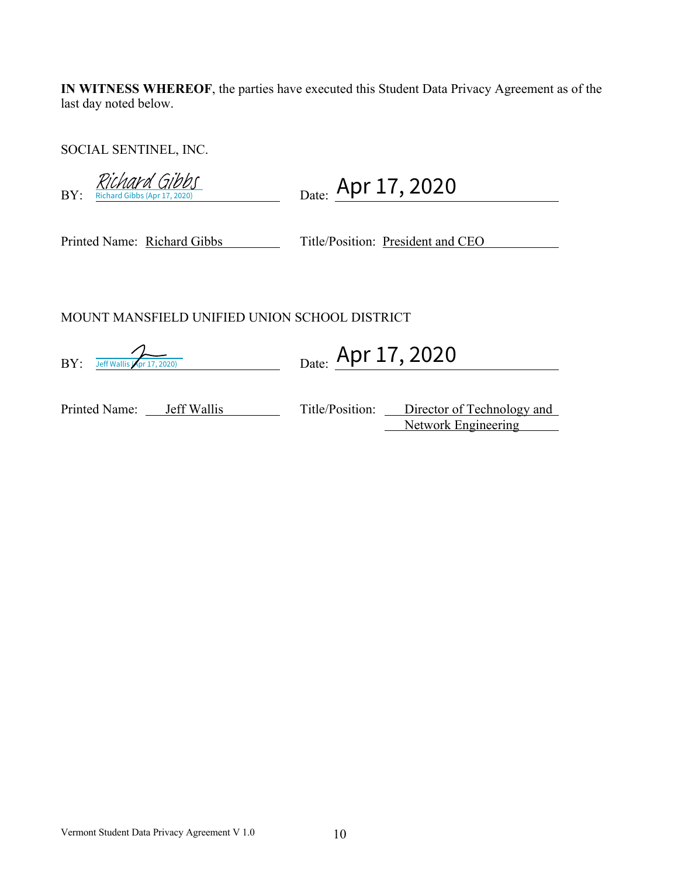**IN WITNESS WHEREOF**, the parties have executed this Student Data Privacy Agreement as of the last day noted below.

SOCIAL SENTINEL, INC.

BY: Richard Gibbs
Richard Gibbs (Apr 17, 2020)

Date: Apr 17, 2020

Printed Name: Richard Gibbs

Title/Position: President and CEO

MOUNT MANSFIELD UNIFIED UNION SCHOOL DISTRICT

BY: Jeff Wallis (Apr 17, 2020)

Date: Apr 17, 2020

Printed Name: Jeff Wallis

Title/Position: Director of Technology and Network Engineering

Vermont Student Data Privacy Agreement V 1.0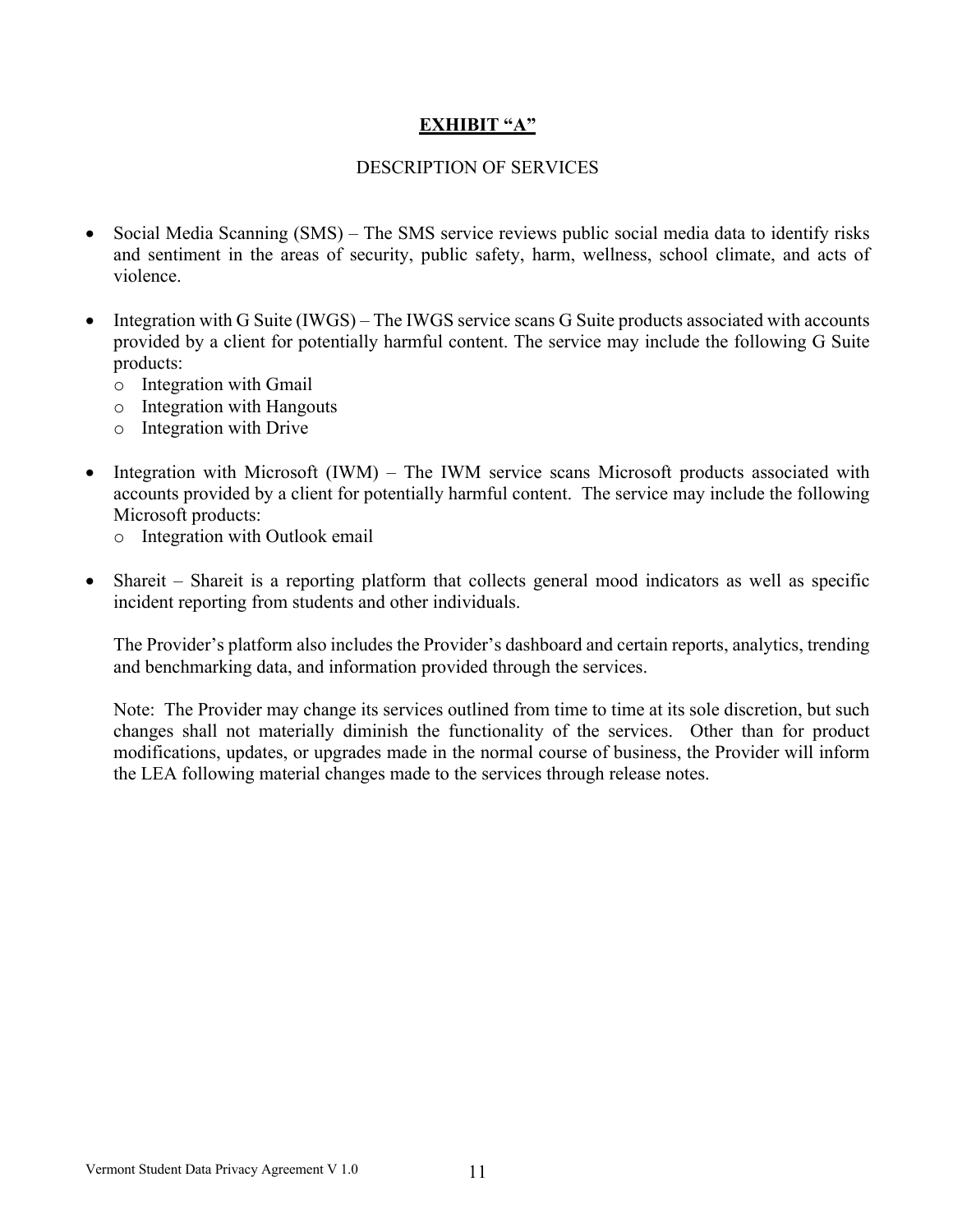## **EXHIBIT "A"**

DESCRIPTION OF SERVICES

- Social Media Scanning (SMS) – The SMS service reviews public social media data to identify risks and sentiment in the areas of security, public safety, harm, wellness, school climate, and acts of violence.

- Integration with G Suite (IWGS) – The IWGS service scans G Suite products associated with accounts provided by a client for potentially harmful content. The service may include the following G Suite products:
  - Integration with Gmail
  - Integration with Hangouts
  - Integration with Drive

- Integration with Microsoft (IWM) – The IWM service scans Microsoft products associated with accounts provided by a client for potentially harmful content. The service may include the following Microsoft products:
  - Integration with Outlook email

- Shareit – Shareit is a reporting platform that collects general mood indicators as well as specific incident reporting from students and other individuals.

  The Provider's platform also includes the Provider's dashboard and certain reports, analytics, trending and benchmarking data, and information provided through the services.

  Note: The Provider may change its services outlined from time to time at its sole discretion, but such changes shall not materially diminish the functionality of the services. Other than for product modifications, updates, or upgrades made in the normal course of business, the Provider will inform the LEA following material changes made to the services through release notes.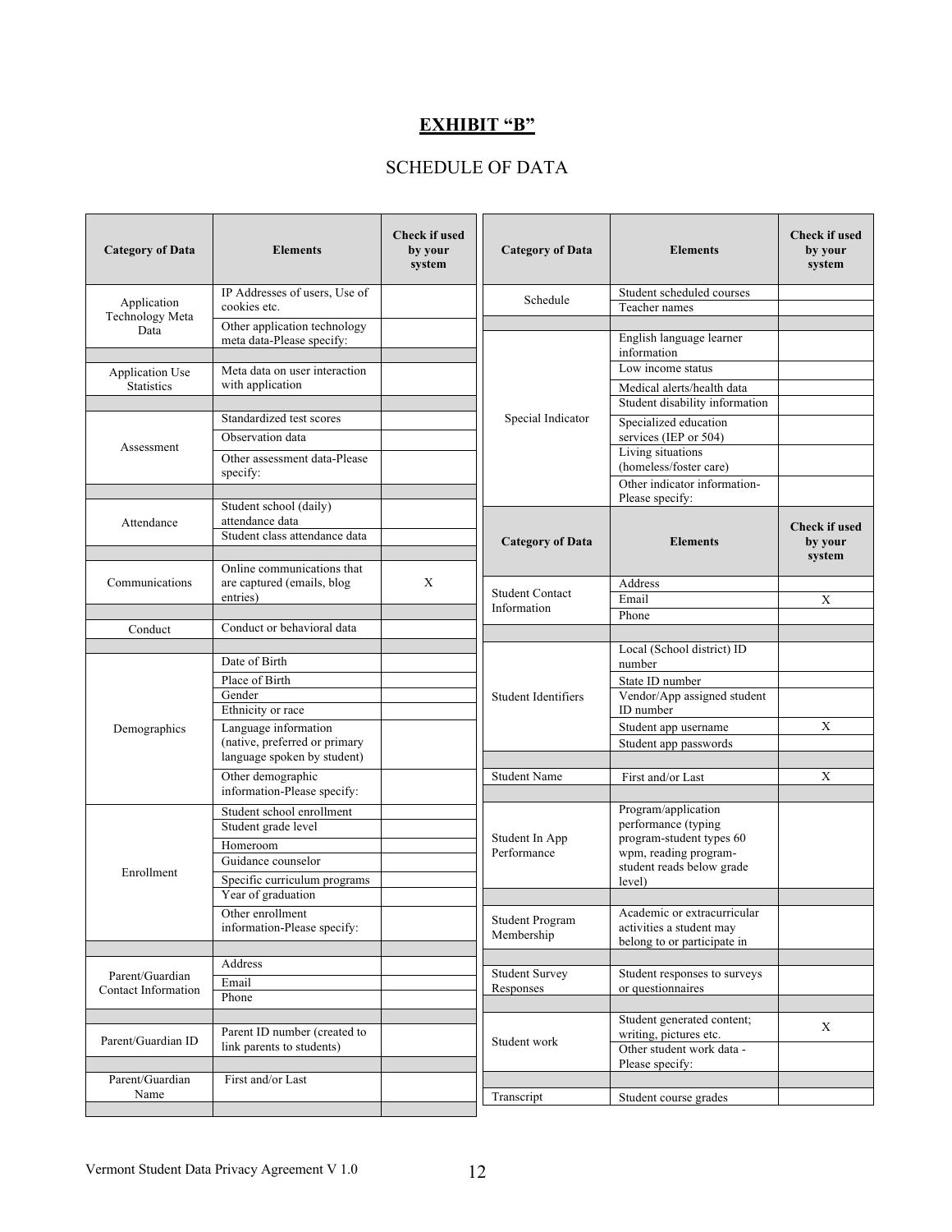# EXHIBIT "B"

## SCHEDULE OF DATA

| Category of Data | Elements | Check if used by your system |
|---|---|---|
| Application Technology Meta Data | IP Addresses of users, Use of cookies etc. | |
| | Other application technology meta data-Please specify: | |
| Application Use Statistics | Meta data on user interaction with application | |
| Assessment | Standardized test scores | |
| | Observation data | |
| | Other assessment data-Please specify: | |
| Attendance | Student school (daily) attendance data | |
| | Student class attendance data | |
| Communications | Online communications that are captured (emails, blog entries) | X |
| Conduct | Conduct or behavioral data | |
| Demographics | Date of Birth | |
| | Place of Birth | |
| | Gender | |
| | Ethnicity or race | |
| | Language information (native, preferred or primary language spoken by student) | |
| | Other demographic information-Please specify: | |
| Enrollment | Student school enrollment | |
| | Student grade level | |
| | Homeroom | |
| | Guidance counselor | |
| | Specific curriculum programs | |
| | Year of graduation | |
| | Other enrollment information-Please specify: | |
| Parent/Guardian Contact Information | Address | |
| | Email | |
| | Phone | |
| Parent/Guardian ID | Parent ID number (created to link parents to students) | |
| Parent/Guardian Name | First and/or Last | |
| Schedule | Student scheduled courses | |
| | Teacher names | |
| Special Indicator | English language learner information | |
| | Low income status | |
| | Medical alerts/health data | |
| | Student disability information | |
| | Specialized education services (IEP or 504) | |
| | Living situations (homeless/foster care) | |
| | Other indicator information-Please specify: | |
| Student Contact Information | Address | |
| | Email | X |
| | Phone | |
| Student Identifiers | Local (School district) ID number | |
| | State ID number | |
| | Vendor/App assigned student ID number | |
| | Student app username | X |
| | Student app passwords | |
| Student Name | First and/or Last | X |
| Student In App Performance | Program/application performance (typing program-student types 60 wpm, reading program-student reads below grade level) | |
| Student Program Membership | Academic or extracurricular activities a student may belong to or participate in | |
| Student Survey Responses | Student responses to surveys or questionnaires | |
| Student work | Student generated content; writing, pictures etc. | X |
| | Other student work data - Please specify: | |
| Transcript | Student course grades | |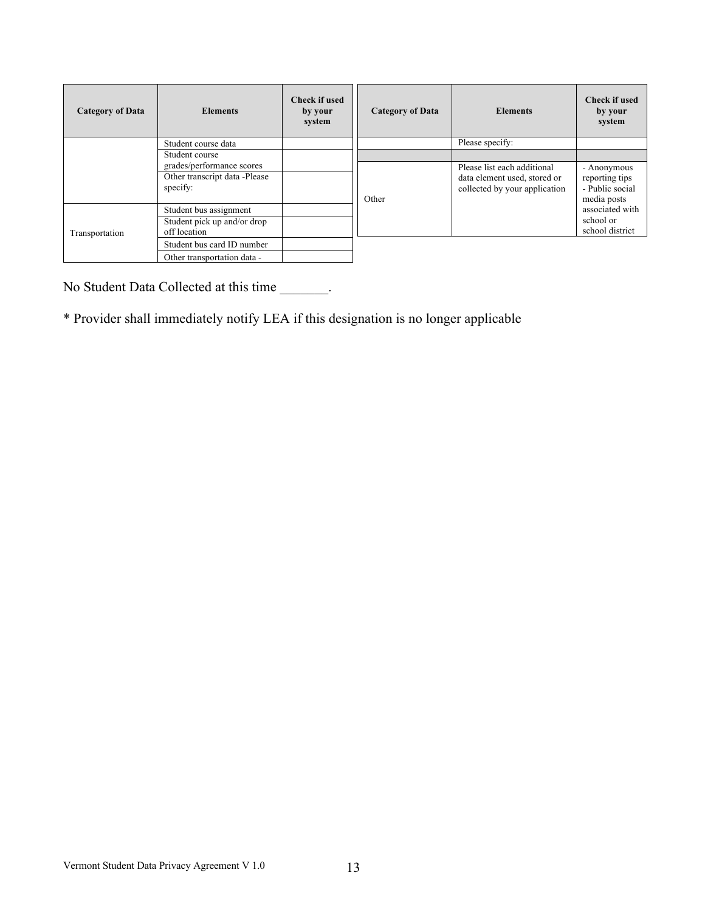| Category of Data | Elements | Check if used by your system |
|---|---|---|
| | Student course data | |
| | Student course grades/performance scores | |
| | Other transcript data -Please specify: | |
| Transportation | Student bus assignment | |
| | Student pick up and/or drop off location | |
| | Student bus card ID number | |
| | Other transportation data - | |

| Category of Data | Elements | Check if used by your system |
|---|---|---|
| | Please specify: | |
| | | |
| Other | Please list each additional data element used, stored or collected by your application | - Anonymous reporting tips - Public social media posts associated with school or school district |

No Student Data Collected at this time _______.

* Provider shall immediately notify LEA if this designation is no longer applicable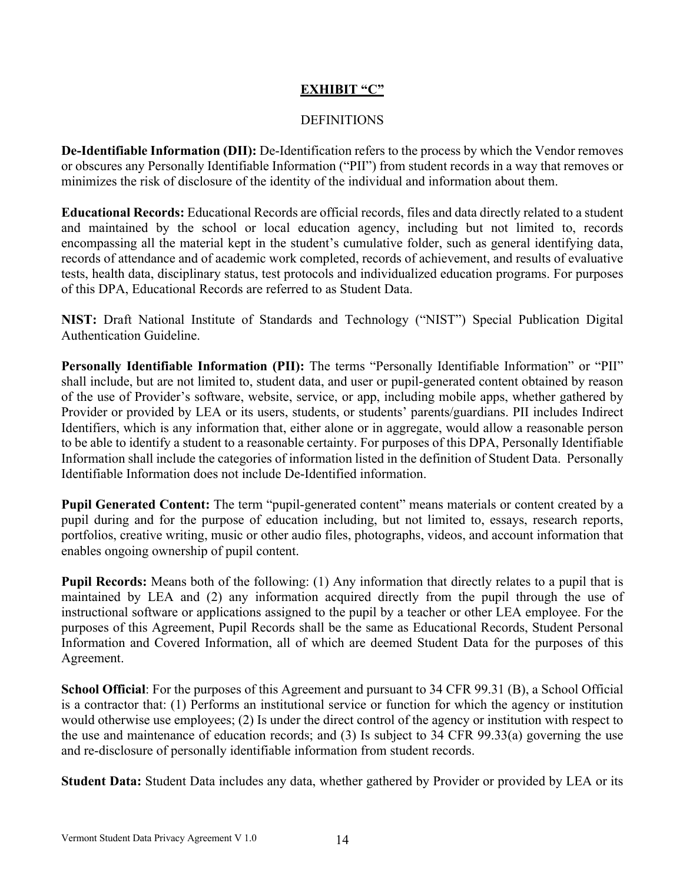## EXHIBIT "C"

DEFINITIONS

**De-Identifiable Information (DII):** De-Identification refers to the process by which the Vendor removes or obscures any Personally Identifiable Information ("PII") from student records in a way that removes or minimizes the risk of disclosure of the identity of the individual and information about them.

**Educational Records:** Educational Records are official records, files and data directly related to a student and maintained by the school or local education agency, including but not limited to, records encompassing all the material kept in the student's cumulative folder, such as general identifying data, records of attendance and of academic work completed, records of achievement, and results of evaluative tests, health data, disciplinary status, test protocols and individualized education programs. For purposes of this DPA, Educational Records are referred to as Student Data.

**NIST:** Draft National Institute of Standards and Technology ("NIST") Special Publication Digital Authentication Guideline.

**Personally Identifiable Information (PII):** The terms "Personally Identifiable Information" or "PII" shall include, but are not limited to, student data, and user or pupil-generated content obtained by reason of the use of Provider's software, website, service, or app, including mobile apps, whether gathered by Provider or provided by LEA or its users, students, or students' parents/guardians. PII includes Indirect Identifiers, which is any information that, either alone or in aggregate, would allow a reasonable person to be able to identify a student to a reasonable certainty. For purposes of this DPA, Personally Identifiable Information shall include the categories of information listed in the definition of Student Data. Personally Identifiable Information does not include De-Identified information.

**Pupil Generated Content:** The term "pupil-generated content" means materials or content created by a pupil during and for the purpose of education including, but not limited to, essays, research reports, portfolios, creative writing, music or other audio files, photographs, videos, and account information that enables ongoing ownership of pupil content.

**Pupil Records:** Means both of the following: (1) Any information that directly relates to a pupil that is maintained by LEA and (2) any information acquired directly from the pupil through the use of instructional software or applications assigned to the pupil by a teacher or other LEA employee. For the purposes of this Agreement, Pupil Records shall be the same as Educational Records, Student Personal Information and Covered Information, all of which are deemed Student Data for the purposes of this Agreement.

**School Official**: For the purposes of this Agreement and pursuant to 34 CFR 99.31 (B), a School Official is a contractor that: (1) Performs an institutional service or function for which the agency or institution would otherwise use employees; (2) Is under the direct control of the agency or institution with respect to the use and maintenance of education records; and (3) Is subject to 34 CFR 99.33(a) governing the use and re-disclosure of personally identifiable information from student records.

**Student Data:** Student Data includes any data, whether gathered by Provider or provided by LEA or its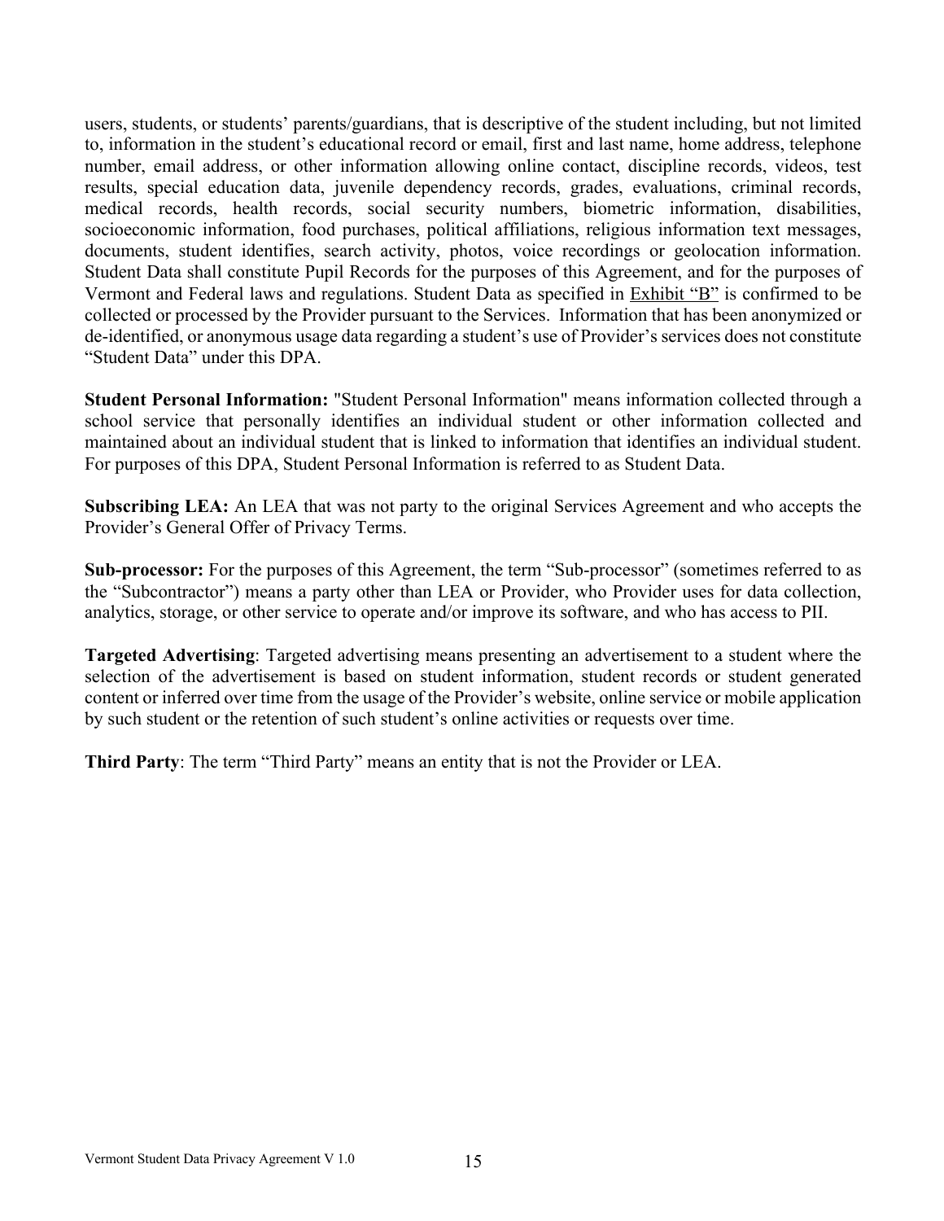users, students, or students' parents/guardians, that is descriptive of the student including, but not limited to, information in the student's educational record or email, first and last name, home address, telephone number, email address, or other information allowing online contact, discipline records, videos, test results, special education data, juvenile dependency records, grades, evaluations, criminal records, medical records, health records, social security numbers, biometric information, disabilities, socioeconomic information, food purchases, political affiliations, religious information text messages, documents, student identifies, search activity, photos, voice recordings or geolocation information. Student Data shall constitute Pupil Records for the purposes of this Agreement, and for the purposes of Vermont and Federal laws and regulations. Student Data as specified in Exhibit "B" is confirmed to be collected or processed by the Provider pursuant to the Services. Information that has been anonymized or de-identified, or anonymous usage data regarding a student's use of Provider's services does not constitute "Student Data" under this DPA.

**Student Personal Information:** "Student Personal Information" means information collected through a school service that personally identifies an individual student or other information collected and maintained about an individual student that is linked to information that identifies an individual student. For purposes of this DPA, Student Personal Information is referred to as Student Data.

**Subscribing LEA:** An LEA that was not party to the original Services Agreement and who accepts the Provider's General Offer of Privacy Terms.

**Sub-processor:** For the purposes of this Agreement, the term "Sub-processor" (sometimes referred to as the "Subcontractor") means a party other than LEA or Provider, who Provider uses for data collection, analytics, storage, or other service to operate and/or improve its software, and who has access to PII.

**Targeted Advertising**: Targeted advertising means presenting an advertisement to a student where the selection of the advertisement is based on student information, student records or student generated content or inferred over time from the usage of the Provider's website, online service or mobile application by such student or the retention of such student's online activities or requests over time.

**Third Party**: The term "Third Party" means an entity that is not the Provider or LEA.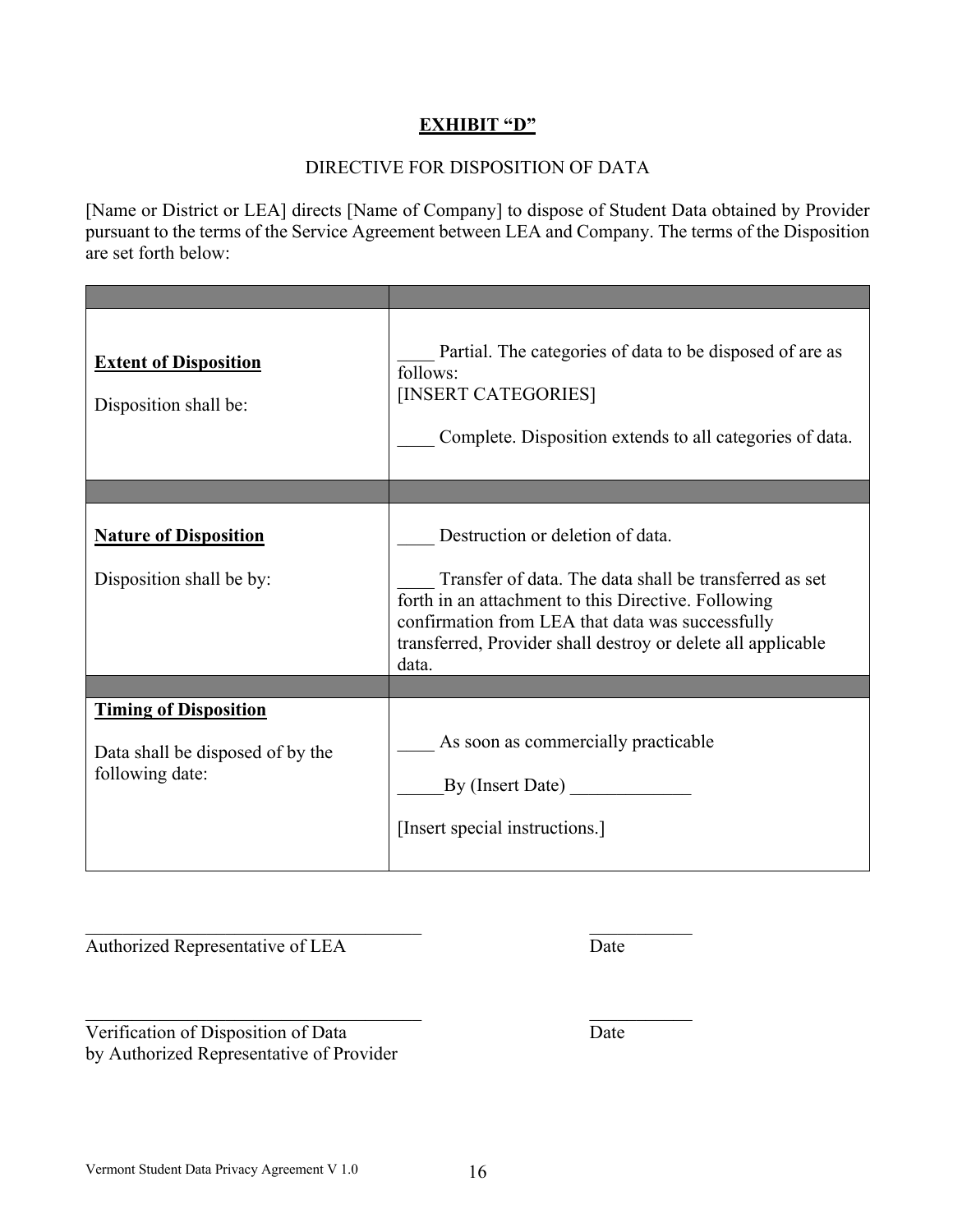**EXHIBIT "D"**

DIRECTIVE FOR DISPOSITION OF DATA

[Name or District or LEA] directs [Name of Company] to dispose of Student Data obtained by Provider pursuant to the terms of the Service Agreement between LEA and Company. The terms of the Disposition are set forth below:

| | |
|---|---|
| **Extent of Disposition**<br><br>Disposition shall be: | ____ Partial. The categories of data to be disposed of are as follows:<br>[INSERT CATEGORIES]<br><br>____ Complete. Disposition extends to all categories of data. |
| | |
| **Nature of Disposition**<br><br>Disposition shall be by: | ____ Destruction or deletion of data.<br><br>____ Transfer of data. The data shall be transferred as set forth in an attachment to this Directive. Following confirmation from LEA that data was successfully transferred, Provider shall destroy or delete all applicable data. |
| | |
| **Timing of Disposition**<br><br>Data shall be disposed of by the following date: | ____ As soon as commercially practicable<br><br>_____By (Insert Date) _____________<br><br>[Insert special instructions.] |

\_\_\_\_\_\_\_\_\_\_\_\_\_\_\_\_\_\_\_\_\_\_\_\_\_\_\_\_\_\_\_\_\_\_\_\_ \_\_\_\_\_\_\_\_\_\_\_
Authorized Representative of LEA Date

\_\_\_\_\_\_\_\_\_\_\_\_\_\_\_\_\_\_\_\_\_\_\_\_\_\_\_\_\_\_\_\_\_\_\_\_ \_\_\_\_\_\_\_\_\_\_\_
Verification of Disposition of Data Date
by Authorized Representative of Provider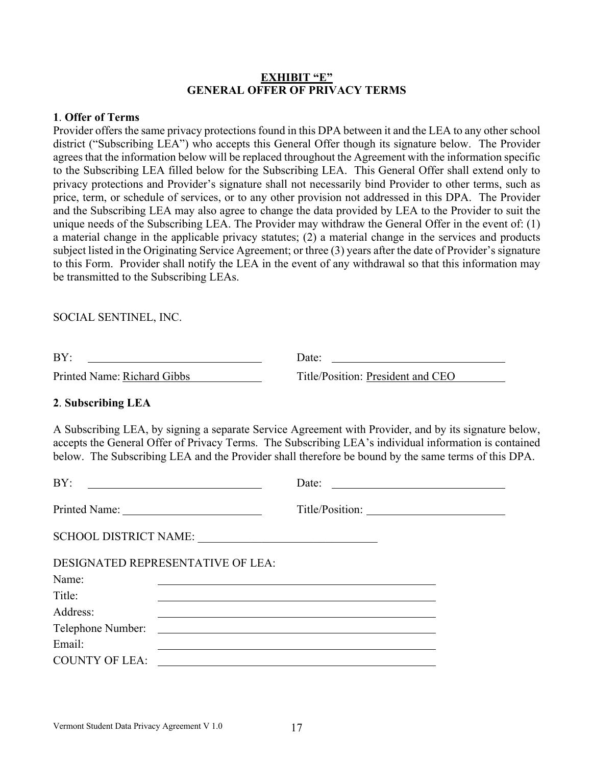**EXHIBIT "E"**
**GENERAL OFFER OF PRIVACY TERMS**

**1**. **Offer of Terms**

Provider offers the same privacy protections found in this DPA between it and the LEA to any other school district ("Subscribing LEA") who accepts this General Offer though its signature below. The Provider agrees that the information below will be replaced throughout the Agreement with the information specific to the Subscribing LEA filled below for the Subscribing LEA. This General Offer shall extend only to privacy protections and Provider's signature shall not necessarily bind Provider to other terms, such as price, term, or schedule of services, or to any other provision not addressed in this DPA. The Provider and the Subscribing LEA may also agree to change the data provided by LEA to the Provider to suit the unique needs of the Subscribing LEA. The Provider may withdraw the General Offer in the event of: (1) a material change in the applicable privacy statutes; (2) a material change in the services and products subject listed in the Originating Service Agreement; or three (3) years after the date of Provider's signature to this Form. Provider shall notify the LEA in the event of any withdrawal so that this information may be transmitted to the Subscribing LEAs.

SOCIAL SENTINEL, INC.

BY: \_\_\_\_\_\_\_\_\_\_\_\_\_\_\_\_\_\_\_\_\_\_\_\_\_\_\_\_\_\_ Date: \_\_\_\_\_\_\_\_\_\_\_\_\_\_\_\_\_\_\_\_\_\_\_\_\_\_\_\_\_\_

Printed Name: Richard Gibbs Title/Position: President and CEO

**2**. **Subscribing LEA**

A Subscribing LEA, by signing a separate Service Agreement with Provider, and by its signature below, accepts the General Offer of Privacy Terms. The Subscribing LEA's individual information is contained below. The Subscribing LEA and the Provider shall therefore be bound by the same terms of this DPA.

BY: \_\_\_\_\_\_\_\_\_\_\_\_\_\_\_\_\_\_\_\_\_\_\_\_\_\_\_\_\_\_ Date: \_\_\_\_\_\_\_\_\_\_\_\_\_\_\_\_\_\_\_\_\_\_\_\_\_\_\_\_\_\_

Printed Name: \_\_\_\_\_\_\_\_\_\_\_\_\_\_\_\_\_\_\_\_\_\_\_\_ Title/Position: \_\_\_\_\_\_\_\_\_\_\_\_\_\_\_\_\_\_\_\_\_\_\_\_

SCHOOL DISTRICT NAME: \_\_\_\_\_\_\_\_\_\_\_\_\_\_\_\_\_\_\_\_\_\_\_\_\_\_\_\_\_\_

DESIGNATED REPRESENTATIVE OF LEA:

Name: \_\_\_\_\_\_\_\_\_\_\_\_\_\_\_\_\_\_\_\_\_\_\_\_\_\_\_\_\_\_\_\_\_\_\_\_\_\_\_\_\_\_\_\_

Title: \_\_\_\_\_\_\_\_\_\_\_\_\_\_\_\_\_\_\_\_\_\_\_\_\_\_\_\_\_\_\_\_\_\_\_\_\_\_\_\_\_\_\_\_

Address: \_\_\_\_\_\_\_\_\_\_\_\_\_\_\_\_\_\_\_\_\_\_\_\_\_\_\_\_\_\_\_\_\_\_\_\_\_\_\_\_\_\_\_\_

Telephone Number: \_\_\_\_\_\_\_\_\_\_\_\_\_\_\_\_\_\_\_\_\_\_\_\_\_\_\_\_\_\_\_\_\_\_\_\_\_\_\_\_\_\_\_\_

Email: \_\_\_\_\_\_\_\_\_\_\_\_\_\_\_\_\_\_\_\_\_\_\_\_\_\_\_\_\_\_\_\_\_\_\_\_\_\_\_\_\_\_\_\_

COUNTY OF LEA: \_\_\_\_\_\_\_\_\_\_\_\_\_\_\_\_\_\_\_\_\_\_\_\_\_\_\_\_\_\_\_\_\_\_\_\_\_\_\_\_\_\_\_\_